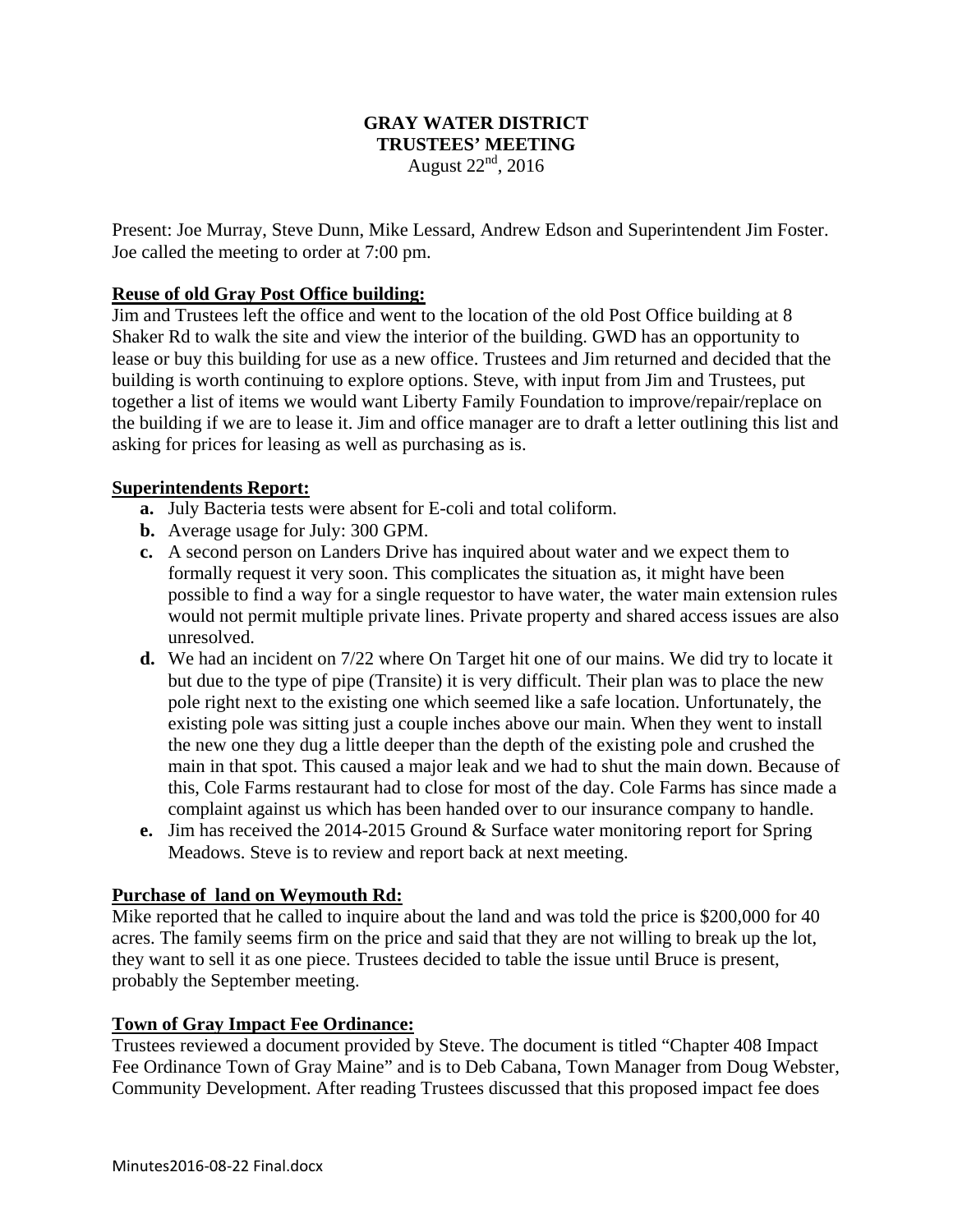**GRAY WATER DISTRICT**
**TRUSTEES' MEETING**
August 22nd, 2016

Present: Joe Murray, Steve Dunn, Mike Lessard, Andrew Edson and Superintendent Jim Foster. Joe called the meeting to order at 7:00 pm.

**Reuse of old Gray Post Office building:**

Jim and Trustees left the office and went to the location of the old Post Office building at 8 Shaker Rd to walk the site and view the interior of the building. GWD has an opportunity to lease or buy this building for use as a new office. Trustees and Jim returned and decided that the building is worth continuing to explore options. Steve, with input from Jim and Trustees, put together a list of items we would want Liberty Family Foundation to improve/repair/replace on the building if we are to lease it. Jim and office manager are to draft a letter outlining this list and asking for prices for leasing as well as purchasing as is.

**Superintendents Report:**

- **a.** July Bacteria tests were absent for E-coli and total coliform.
- **b.** Average usage for July: 300 GPM.
- **c.** A second person on Landers Drive has inquired about water and we expect them to formally request it very soon. This complicates the situation as, it might have been possible to find a way for a single requestor to have water, the water main extension rules would not permit multiple private lines. Private property and shared access issues are also unresolved.
- **d.** We had an incident on 7/22 where On Target hit one of our mains. We did try to locate it but due to the type of pipe (Transite) it is very difficult. Their plan was to place the new pole right next to the existing one which seemed like a safe location. Unfortunately, the existing pole was sitting just a couple inches above our main. When they went to install the new one they dug a little deeper than the depth of the existing pole and crushed the main in that spot. This caused a major leak and we had to shut the main down. Because of this, Cole Farms restaurant had to close for most of the day. Cole Farms has since made a complaint against us which has been handed over to our insurance company to handle.
- **e.** Jim has received the 2014-2015 Ground & Surface water monitoring report for Spring Meadows. Steve is to review and report back at next meeting.

**Purchase of land on Weymouth Rd:**

Mike reported that he called to inquire about the land and was told the price is $200,000 for 40 acres. The family seems firm on the price and said that they are not willing to break up the lot, they want to sell it as one piece. Trustees decided to table the issue until Bruce is present, probably the September meeting.

**Town of Gray Impact Fee Ordinance:**

Trustees reviewed a document provided by Steve. The document is titled "Chapter 408 Impact Fee Ordinance Town of Gray Maine" and is to Deb Cabana, Town Manager from Doug Webster, Community Development. After reading Trustees discussed that this proposed impact fee does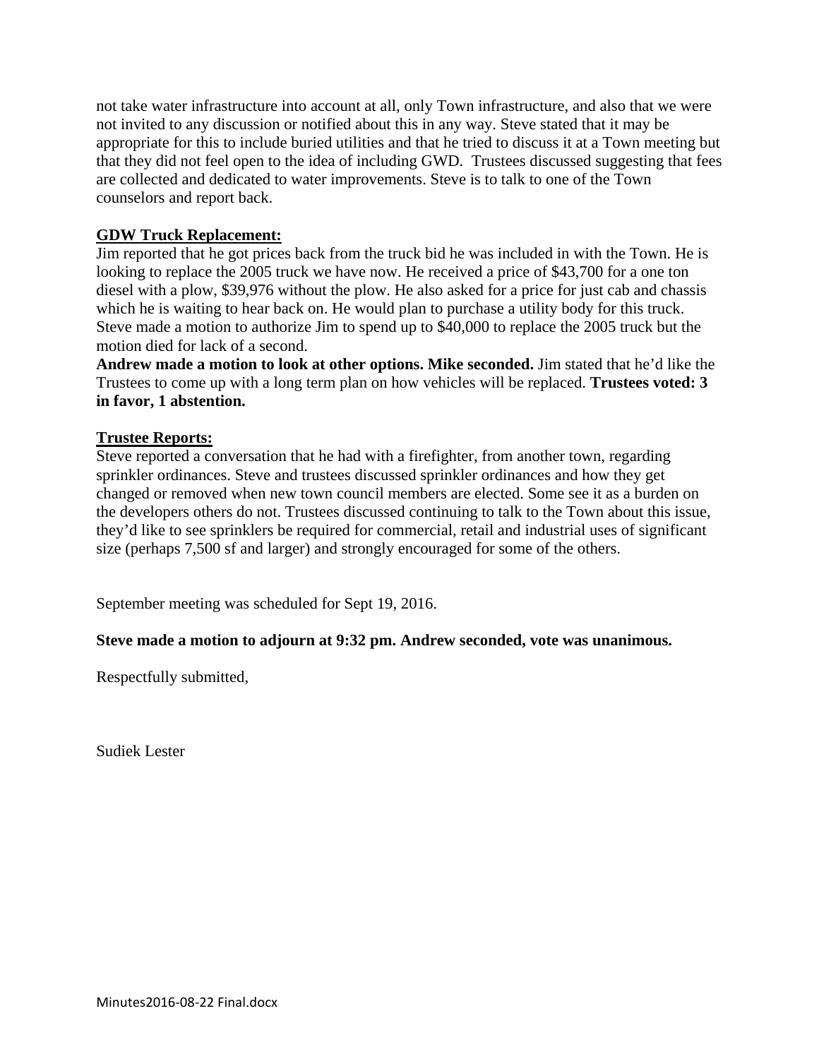not take water infrastructure into account at all, only Town infrastructure, and also that we were not invited to any discussion or notified about this in any way. Steve stated that it may be appropriate for this to include buried utilities and that he tried to discuss it at a Town meeting but that they did not feel open to the idea of including GWD. Trustees discussed suggesting that fees are collected and dedicated to water improvements. Steve is to talk to one of the Town counselors and report back.

**GDW Truck Replacement:**

Jim reported that he got prices back from the truck bid he was included in with the Town. He is looking to replace the 2005 truck we have now. He received a price of $43,700 for a one ton diesel with a plow, $39,976 without the plow. He also asked for a price for just cab and chassis which he is waiting to hear back on. He would plan to purchase a utility body for this truck. Steve made a motion to authorize Jim to spend up to $40,000 to replace the 2005 truck but the motion died for lack of a second.

**Andrew made a motion to look at other options. Mike seconded.** Jim stated that he'd like the Trustees to come up with a long term plan on how vehicles will be replaced. **Trustees voted: 3 in favor, 1 abstention.**

**Trustee Reports:**

Steve reported a conversation that he had with a firefighter, from another town, regarding sprinkler ordinances. Steve and trustees discussed sprinkler ordinances and how they get changed or removed when new town council members are elected. Some see it as a burden on the developers others do not. Trustees discussed continuing to talk to the Town about this issue, they'd like to see sprinklers be required for commercial, retail and industrial uses of significant size (perhaps 7,500 sf and larger) and strongly encouraged for some of the others.

September meeting was scheduled for Sept 19, 2016.

**Steve made a motion to adjourn at 9:32 pm. Andrew seconded, vote was unanimous.**

Respectfully submitted,

Sudiek Lester

Minutes2016-08-22 Final.docx